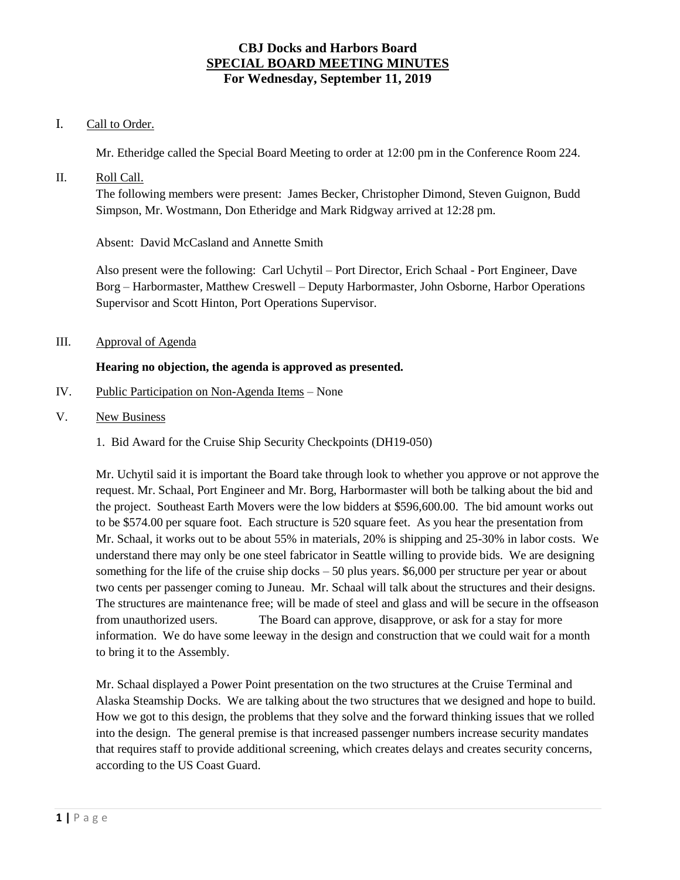# CBJ Docks and Harbors Board
## SPECIAL BOARD MEETING MINUTES
### For Wednesday, September 11, 2019

I. Call to Order.

Mr. Etheridge called the Special Board Meeting to order at 12:00 pm in the Conference Room 224.

II. Roll Call.

The following members were present: James Becker, Christopher Dimond, Steven Guignon, Budd Simpson, Mr. Wostmann, Don Etheridge and Mark Ridgway arrived at 12:28 pm.

Absent: David McCasland and Annette Smith

Also present were the following: Carl Uchytil – Port Director, Erich Schaal - Port Engineer, Dave Borg – Harbormaster, Matthew Creswell – Deputy Harbormaster, John Osborne, Harbor Operations Supervisor and Scott Hinton, Port Operations Supervisor.

III. Approval of Agenda

**Hearing no objection, the agenda is approved as presented.**

IV. Public Participation on Non-Agenda Items – None

V. New Business

1. Bid Award for the Cruise Ship Security Checkpoints (DH19-050)

Mr. Uchytil said it is important the Board take through look to whether you approve or not approve the request. Mr. Schaal, Port Engineer and Mr. Borg, Harbormaster will both be talking about the bid and the project. Southeast Earth Movers were the low bidders at $596,600.00. The bid amount works out to be $574.00 per square foot. Each structure is 520 square feet. As you hear the presentation from Mr. Schaal, it works out to be about 55% in materials, 20% is shipping and 25-30% in labor costs. We understand there may only be one steel fabricator in Seattle willing to provide bids. We are designing something for the life of the cruise ship docks – 50 plus years. $6,000 per structure per year or about two cents per passenger coming to Juneau. Mr. Schaal will talk about the structures and their designs. The structures are maintenance free; will be made of steel and glass and will be secure in the offseason from unauthorized users. The Board can approve, disapprove, or ask for a stay for more information. We do have some leeway in the design and construction that we could wait for a month to bring it to the Assembly.

Mr. Schaal displayed a Power Point presentation on the two structures at the Cruise Terminal and Alaska Steamship Docks. We are talking about the two structures that we designed and hope to build. How we got to this design, the problems that they solve and the forward thinking issues that we rolled into the design. The general premise is that increased passenger numbers increase security mandates that requires staff to provide additional screening, which creates delays and creates security concerns, according to the US Coast Guard.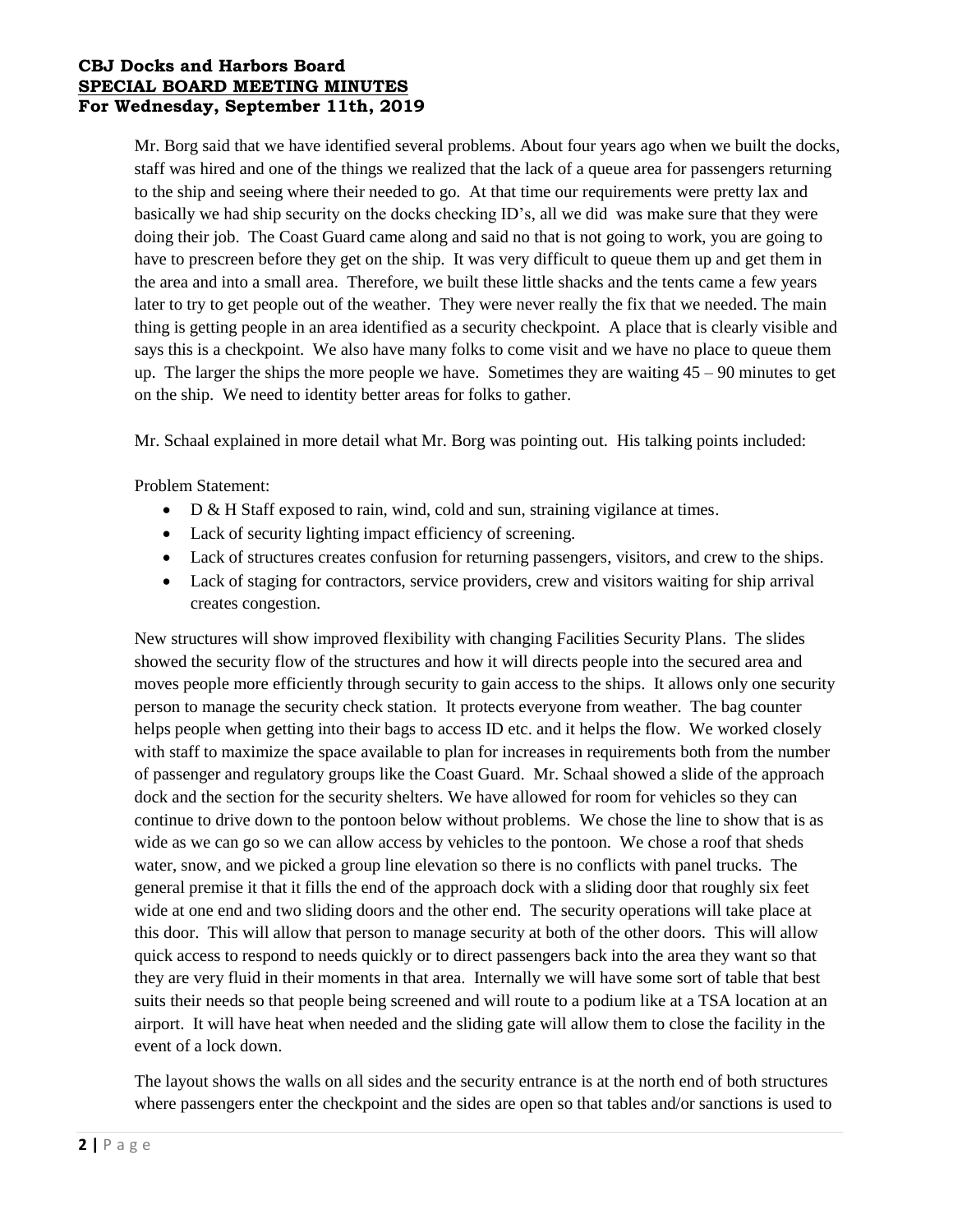Mr. Borg said that we have identified several problems. About four years ago when we built the docks, staff was hired and one of the things we realized that the lack of a queue area for passengers returning to the ship and seeing where their needed to go. At that time our requirements were pretty lax and basically we had ship security on the docks checking ID's, all we did was make sure that they were doing their job. The Coast Guard came along and said no that is not going to work, you are going to have to prescreen before they get on the ship. It was very difficult to queue them up and get them in the area and into a small area. Therefore, we built these little shacks and the tents came a few years later to try to get people out of the weather. They were never really the fix that we needed. The main thing is getting people in an area identified as a security checkpoint. A place that is clearly visible and says this is a checkpoint. We also have many folks to come visit and we have no place to queue them up. The larger the ships the more people we have. Sometimes they are waiting 45 – 90 minutes to get on the ship. We need to identity better areas for folks to gather.

Mr. Schaal explained in more detail what Mr. Borg was pointing out. His talking points included:

Problem Statement:

- D & H Staff exposed to rain, wind, cold and sun, straining vigilance at times.
- Lack of security lighting impact efficiency of screening.
- Lack of structures creates confusion for returning passengers, visitors, and crew to the ships.
- Lack of staging for contractors, service providers, crew and visitors waiting for ship arrival creates congestion.

New structures will show improved flexibility with changing Facilities Security Plans. The slides showed the security flow of the structures and how it will directs people into the secured area and moves people more efficiently through security to gain access to the ships. It allows only one security person to manage the security check station. It protects everyone from weather. The bag counter helps people when getting into their bags to access ID etc. and it helps the flow. We worked closely with staff to maximize the space available to plan for increases in requirements both from the number of passenger and regulatory groups like the Coast Guard. Mr. Schaal showed a slide of the approach dock and the section for the security shelters. We have allowed for room for vehicles so they can continue to drive down to the pontoon below without problems. We chose the line to show that is as wide as we can go so we can allow access by vehicles to the pontoon. We chose a roof that sheds water, snow, and we picked a group line elevation so there is no conflicts with panel trucks. The general premise it that it fills the end of the approach dock with a sliding door that roughly six feet wide at one end and two sliding doors and the other end. The security operations will take place at this door. This will allow that person to manage security at both of the other doors. This will allow quick access to respond to needs quickly or to direct passengers back into the area they want so that they are very fluid in their moments in that area. Internally we will have some sort of table that best suits their needs so that people being screened and will route to a podium like at a TSA location at an airport. It will have heat when needed and the sliding gate will allow them to close the facility in the event of a lock down.

The layout shows the walls on all sides and the security entrance is at the north end of both structures where passengers enter the checkpoint and the sides are open so that tables and/or sanctions is used to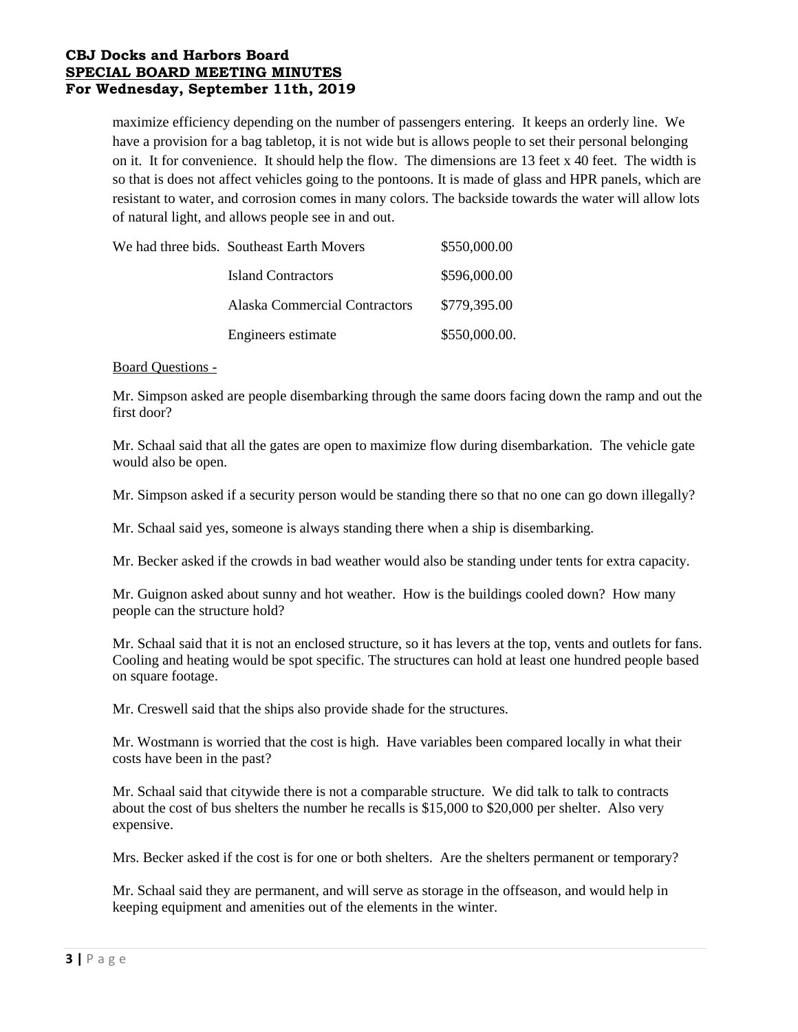maximize efficiency depending on the number of passengers entering. It keeps an orderly line. We have a provision for a bag tabletop, it is not wide but is allows people to set their personal belonging on it. It for convenience. It should help the flow. The dimensions are 13 feet x 40 feet. The width is so that is does not affect vehicles going to the pontoons. It is made of glass and HPR panels, which are resistant to water, and corrosion comes in many colors. The backside towards the water will allow lots of natural light, and allows people see in and out.

| We had three bids. | Southeast Earth Movers | $550,000.00 |
|---|---|---|
| | Island Contractors | $596,000.00 |
| | Alaska Commercial Contractors | $779,395.00 |
| | Engineers estimate | $550,000.00. |

<u>Board Questions -</u>

Mr. Simpson asked are people disembarking through the same doors facing down the ramp and out the first door?

Mr. Schaal said that all the gates are open to maximize flow during disembarkation. The vehicle gate would also be open.

Mr. Simpson asked if a security person would be standing there so that no one can go down illegally?

Mr. Schaal said yes, someone is always standing there when a ship is disembarking.

Mr. Becker asked if the crowds in bad weather would also be standing under tents for extra capacity.

Mr. Guignon asked about sunny and hot weather. How is the buildings cooled down? How many people can the structure hold?

Mr. Schaal said that it is not an enclosed structure, so it has levers at the top, vents and outlets for fans. Cooling and heating would be spot specific. The structures can hold at least one hundred people based on square footage.

Mr. Creswell said that the ships also provide shade for the structures.

Mr. Wostmann is worried that the cost is high. Have variables been compared locally in what their costs have been in the past?

Mr. Schaal said that citywide there is not a comparable structure. We did talk to talk to contracts about the cost of bus shelters the number he recalls is $15,000 to $20,000 per shelter. Also very expensive.

Mrs. Becker asked if the cost is for one or both shelters. Are the shelters permanent or temporary?

Mr. Schaal said they are permanent, and will serve as storage in the offseason, and would help in keeping equipment and amenities out of the elements in the winter.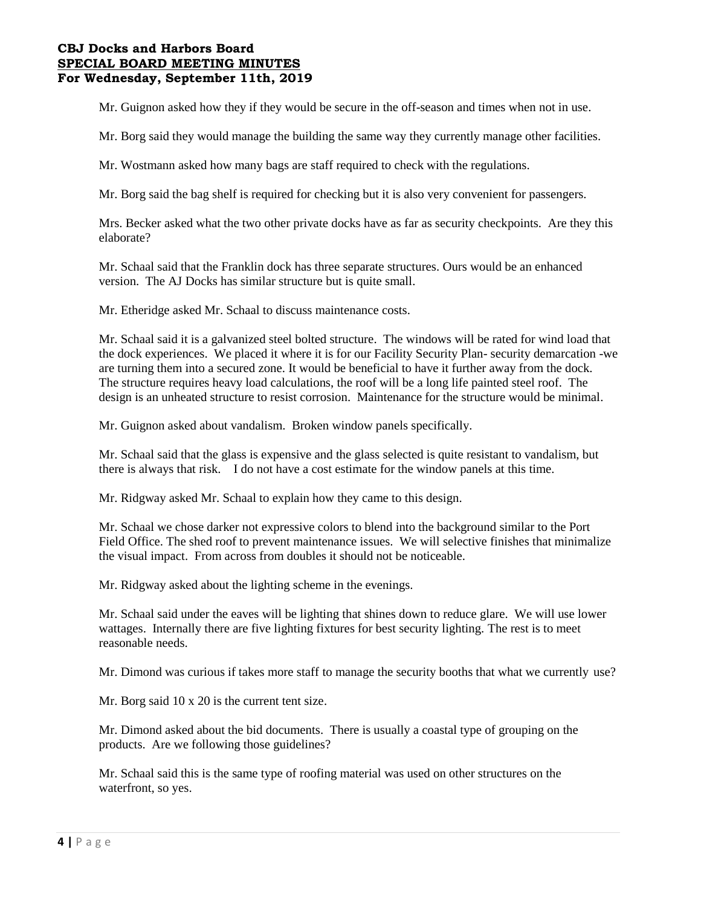Mr. Guignon asked how they if they would be secure in the off-season and times when not in use.

Mr. Borg said they would manage the building the same way they currently manage other facilities.

Mr. Wostmann asked how many bags are staff required to check with the regulations.

Mr. Borg said the bag shelf is required for checking but it is also very convenient for passengers.

Mrs. Becker asked what the two other private docks have as far as security checkpoints. Are they this elaborate?

Mr. Schaal said that the Franklin dock has three separate structures. Ours would be an enhanced version. The AJ Docks has similar structure but is quite small.

Mr. Etheridge asked Mr. Schaal to discuss maintenance costs.

Mr. Schaal said it is a galvanized steel bolted structure. The windows will be rated for wind load that the dock experiences. We placed it where it is for our Facility Security Plan- security demarcation -we are turning them into a secured zone. It would be beneficial to have it further away from the dock. The structure requires heavy load calculations, the roof will be a long life painted steel roof. The design is an unheated structure to resist corrosion. Maintenance for the structure would be minimal.

Mr. Guignon asked about vandalism. Broken window panels specifically.

Mr. Schaal said that the glass is expensive and the glass selected is quite resistant to vandalism, but there is always that risk. I do not have a cost estimate for the window panels at this time.

Mr. Ridgway asked Mr. Schaal to explain how they came to this design.

Mr. Schaal we chose darker not expressive colors to blend into the background similar to the Port Field Office. The shed roof to prevent maintenance issues. We will selective finishes that minimalize the visual impact. From across from doubles it should not be noticeable.

Mr. Ridgway asked about the lighting scheme in the evenings.

Mr. Schaal said under the eaves will be lighting that shines down to reduce glare. We will use lower wattages. Internally there are five lighting fixtures for best security lighting. The rest is to meet reasonable needs.

Mr. Dimond was curious if takes more staff to manage the security booths that what we currently use?

Mr. Borg said 10 x 20 is the current tent size.

Mr. Dimond asked about the bid documents. There is usually a coastal type of grouping on the products. Are we following those guidelines?

Mr. Schaal said this is the same type of roofing material was used on other structures on the waterfront, so yes.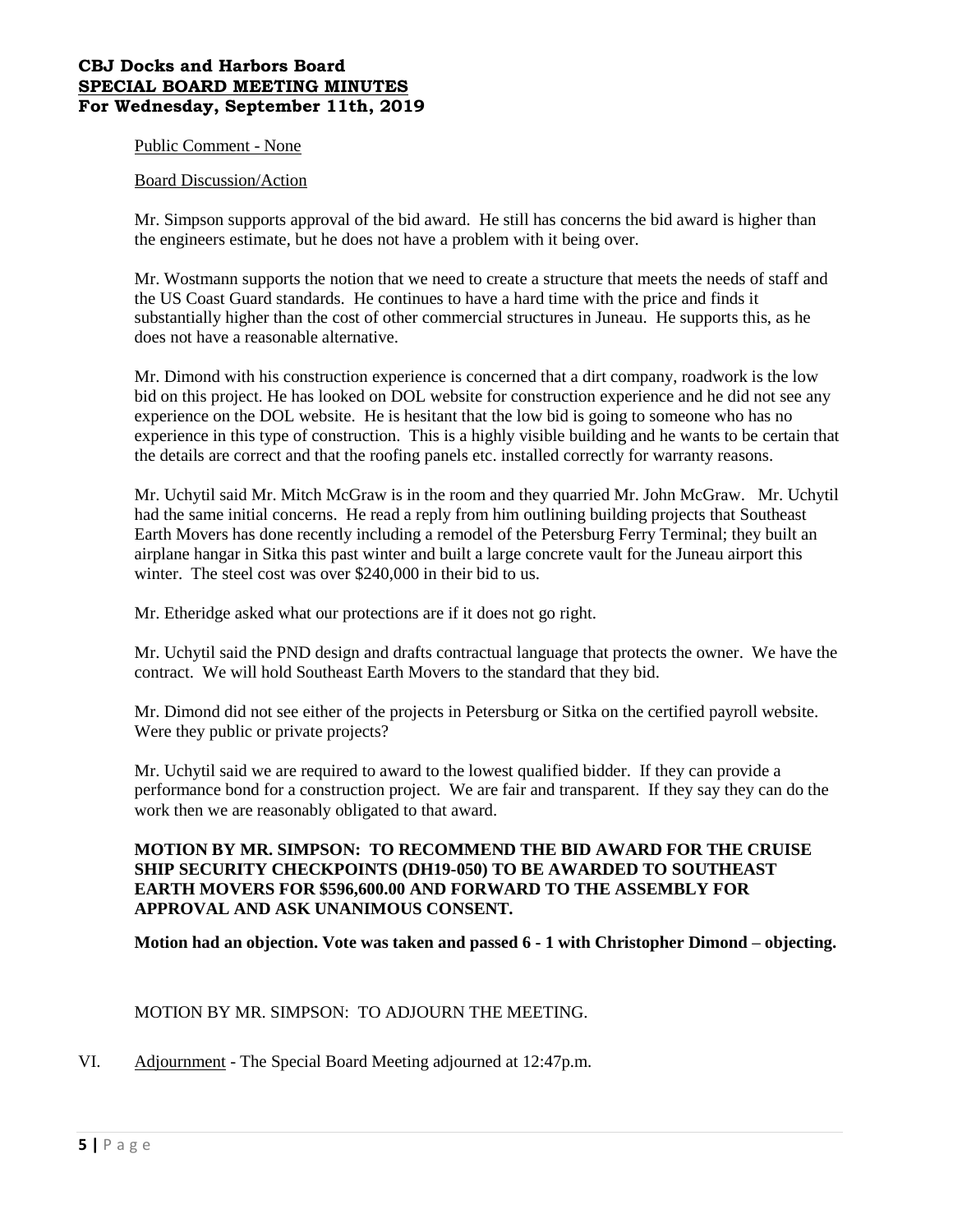Public Comment - None

Board Discussion/Action

Mr. Simpson supports approval of the bid award. He still has concerns the bid award is higher than the engineers estimate, but he does not have a problem with it being over.

Mr. Wostmann supports the notion that we need to create a structure that meets the needs of staff and the US Coast Guard standards. He continues to have a hard time with the price and finds it substantially higher than the cost of other commercial structures in Juneau. He supports this, as he does not have a reasonable alternative.

Mr. Dimond with his construction experience is concerned that a dirt company, roadwork is the low bid on this project. He has looked on DOL website for construction experience and he did not see any experience on the DOL website. He is hesitant that the low bid is going to someone who has no experience in this type of construction. This is a highly visible building and he wants to be certain that the details are correct and that the roofing panels etc. installed correctly for warranty reasons.

Mr. Uchytil said Mr. Mitch McGraw is in the room and they quarried Mr. John McGraw. Mr. Uchytil had the same initial concerns. He read a reply from him outlining building projects that Southeast Earth Movers has done recently including a remodel of the Petersburg Ferry Terminal; they built an airplane hangar in Sitka this past winter and built a large concrete vault for the Juneau airport this winter. The steel cost was over $240,000 in their bid to us.

Mr. Etheridge asked what our protections are if it does not go right.

Mr. Uchytil said the PND design and drafts contractual language that protects the owner. We have the contract. We will hold Southeast Earth Movers to the standard that they bid.

Mr. Dimond did not see either of the projects in Petersburg or Sitka on the certified payroll website. Were they public or private projects?

Mr. Uchytil said we are required to award to the lowest qualified bidder. If they can provide a performance bond for a construction project. We are fair and transparent. If they say they can do the work then we are reasonably obligated to that award.

**MOTION BY MR. SIMPSON: TO RECOMMEND THE BID AWARD FOR THE CRUISE SHIP SECURITY CHECKPOINTS (DH19-050) TO BE AWARDED TO SOUTHEAST EARTH MOVERS FOR $596,600.00 AND FORWARD TO THE ASSEMBLY FOR APPROVAL AND ASK UNANIMOUS CONSENT.**

**Motion had an objection. Vote was taken and passed 6 - 1 with Christopher Dimond – objecting.**

MOTION BY MR. SIMPSON: TO ADJOURN THE MEETING.

VI. Adjournment - The Special Board Meeting adjourned at 12:47p.m.